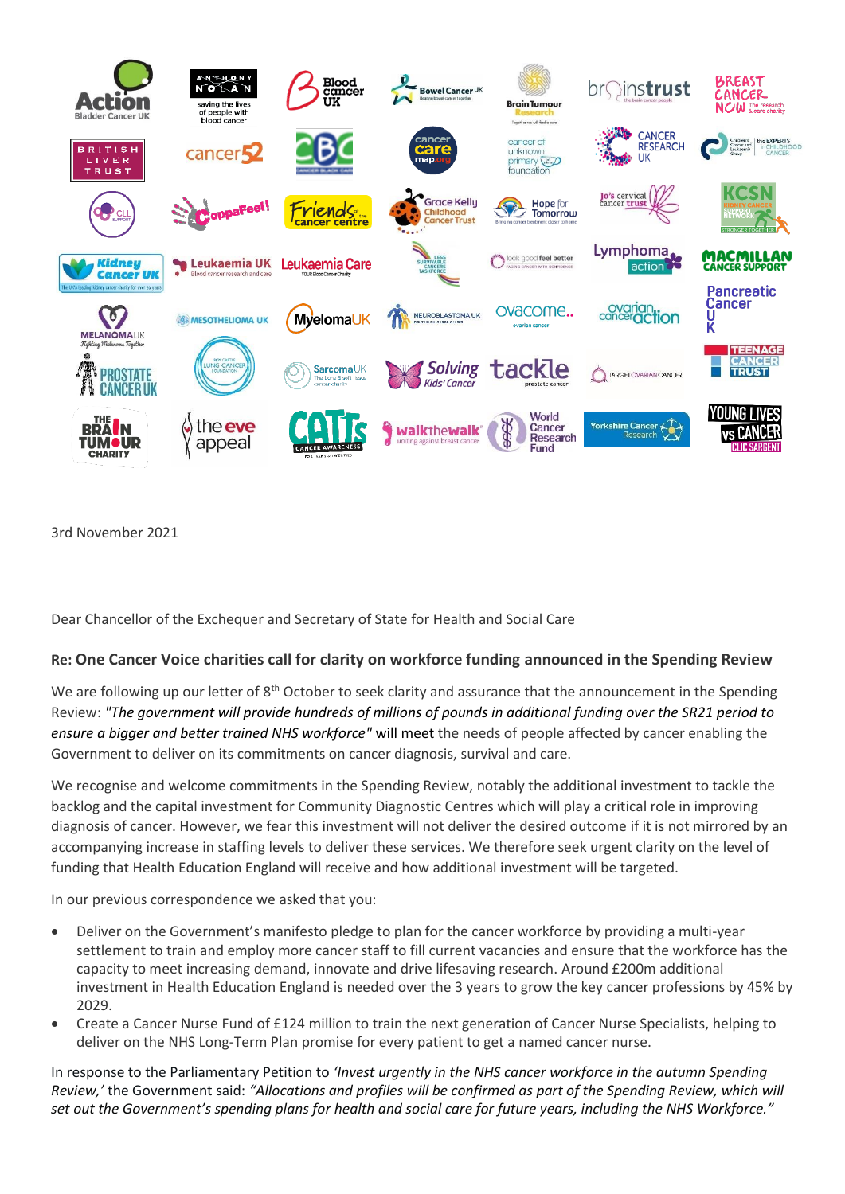3rd November 2021

Dear Chancellor of the Exchequer and Secretary of State for Health and Social Care

**Re: One Cancer Voice charities call for clarity on workforce funding announced in the Spending Review**

We are following up our letter of 8th October to seek clarity and assurance that the announcement in the Spending Review: *"The government will provide hundreds of millions of pounds in additional funding over the SR21 period to ensure a bigger and better trained NHS workforce"* will meet the needs of people affected by cancer enabling the Government to deliver on its commitments on cancer diagnosis, survival and care.

We recognise and welcome commitments in the Spending Review, notably the additional investment to tackle the backlog and the capital investment for Community Diagnostic Centres which will play a critical role in improving diagnosis of cancer. However, we fear this investment will not deliver the desired outcome if it is not mirrored by an accompanying increase in staffing levels to deliver these services. We therefore seek urgent clarity on the level of funding that Health Education England will receive and how additional investment will be targeted.

In our previous correspondence we asked that you:

- Deliver on the Government's manifesto pledge to plan for the cancer workforce by providing a multi-year settlement to train and employ more cancer staff to fill current vacancies and ensure that the workforce has the capacity to meet increasing demand, innovate and drive lifesaving research. Around £200m additional investment in Health Education England is needed over the 3 years to grow the key cancer professions by 45% by 2029.
- Create a Cancer Nurse Fund of £124 million to train the next generation of Cancer Nurse Specialists, helping to deliver on the NHS Long-Term Plan promise for every patient to get a named cancer nurse.

In response to the Parliamentary Petition to *'Invest urgently in the NHS cancer workforce in the autumn Spending Review,'* the Government said: *"Allocations and profiles will be confirmed as part of the Spending Review, which will set out the Government's spending plans for health and social care for future years, including the NHS Workforce."*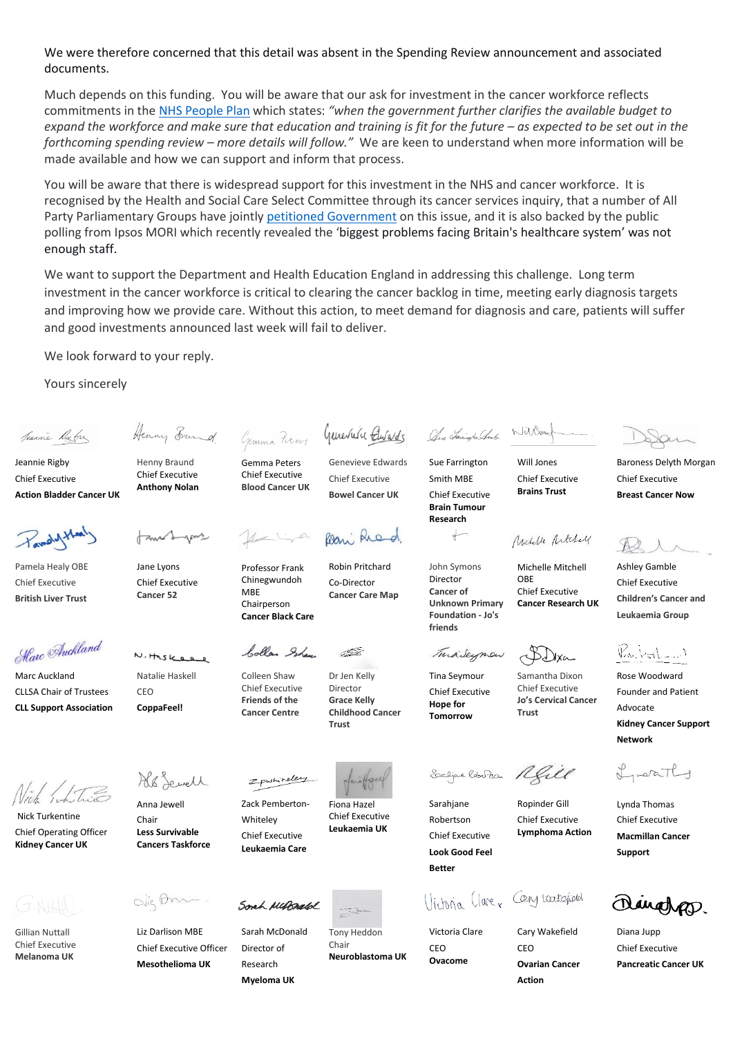We were therefore concerned that this detail was absent in the Spending Review announcement and associated documents.

Much depends on this funding. You will be aware that our ask for investment in the cancer workforce reflects commitments in the NHS People Plan which states: *"when the government further clarifies the available budget to expand the workforce and make sure that education and training is fit for the future – as expected to be set out in the forthcoming spending review – more details will follow."* We are keen to understand when more information will be made available and how we can support and inform that process.

You will be aware that there is widespread support for this investment in the NHS and cancer workforce. It is recognised by the Health and Social Care Select Committee through its cancer services inquiry, that a number of All Party Parliamentary Groups have jointly petitioned Government on this issue, and it is also backed by the public polling from Ipsos MORI which recently revealed the 'biggest problems facing Britain's healthcare system' was not enough staff.

We want to support the Department and Health Education England in addressing this challenge. Long term investment in the cancer workforce is critical to clearing the cancer backlog in time, meeting early diagnosis targets and improving how we provide care. Without this action, to meet demand for diagnosis and care, patients will suffer and good investments announced last week will fail to deliver.

We look forward to your reply.

Yours sincerely

Jeannie Rigby
Chief Executive
**Action Bladder Cancer UK**

Henny Braund
Chief Executive
**Anthony Nolan**

Gemma Peters
Chief Executive
**Blood Cancer UK**

Genevieve Edwards
Chief Executive
**Bowel Cancer UK**

Sue Farrington Smith MBE
Chief Executive
**Brain Tumour Research**

Will Jones
Chief Executive
**Brains Trust**

Baroness Delyth Morgan
Chief Executive
**Breast Cancer Now**

Pamela Healy OBE
Chief Executive
**British Liver Trust**

Jane Lyons
Chief Executive
**Cancer 52**

Professor Frank Chinegwundoh MBE
Chairperson
**Cancer Black Care**

Robin Pritchard
Co-Director
**Cancer Care Map**

John Symons
Director
**Cancer of Unknown Primary Foundation - Jo's friends**

Michelle Mitchell OBE
Chief Executive
**Cancer Research UK**

Ashley Gamble
Chief Executive
**Children's Cancer and Leukaemia Group**

Marc Auckland
CLLSA Chair of Trustees
**CLL Support Association**

Natalie Haskell
CEO
**CoppaFeel!**

Colleen Shaw
Chief Executive
**Friends of the Cancer Centre**

Dr Jen Kelly
Director
**Grace Kelly Childhood Cancer Trust**

Tina Seymour
Chief Executive
**Hope for Tomorrow**

Samantha Dixon
Chief Executive
**Jo's Cervical Cancer Trust**

Rose Woodward
Founder and Patient Advocate
**Kidney Cancer Support Network**

Nick Turkentine
Chief Operating Officer
**Kidney Cancer UK**

Anna Jewell
Chair
**Less Survivable Cancers Taskforce**

Zack Pemberton-Whiteley
Chief Executive
**Leukaemia Care**

Fiona Hazel
Chief Executive
**Leukaemia UK**

Sarahjane Robertson
Chief Executive
**Look Good Feel Better**

Ropinder Gill
Chief Executive
**Lymphoma Action**

Lynda Thomas
Chief Executive
**Macmillan Cancer Support**

Gillian Nuttall
Chief Executive
**Melanoma UK**

Liz Darlison MBE
Chief Executive Officer
**Mesothelioma UK**

Sarah McDonald
Director of Research
**Myeloma UK**

Tony Heddon
Chair
**Neuroblastoma UK**

Victoria Clare
CEO
**Ovacome**

Cary Wakefield
CEO
**Ovarian Cancer Action**

Diana Jupp
Chief Executive
**Pancreatic Cancer UK**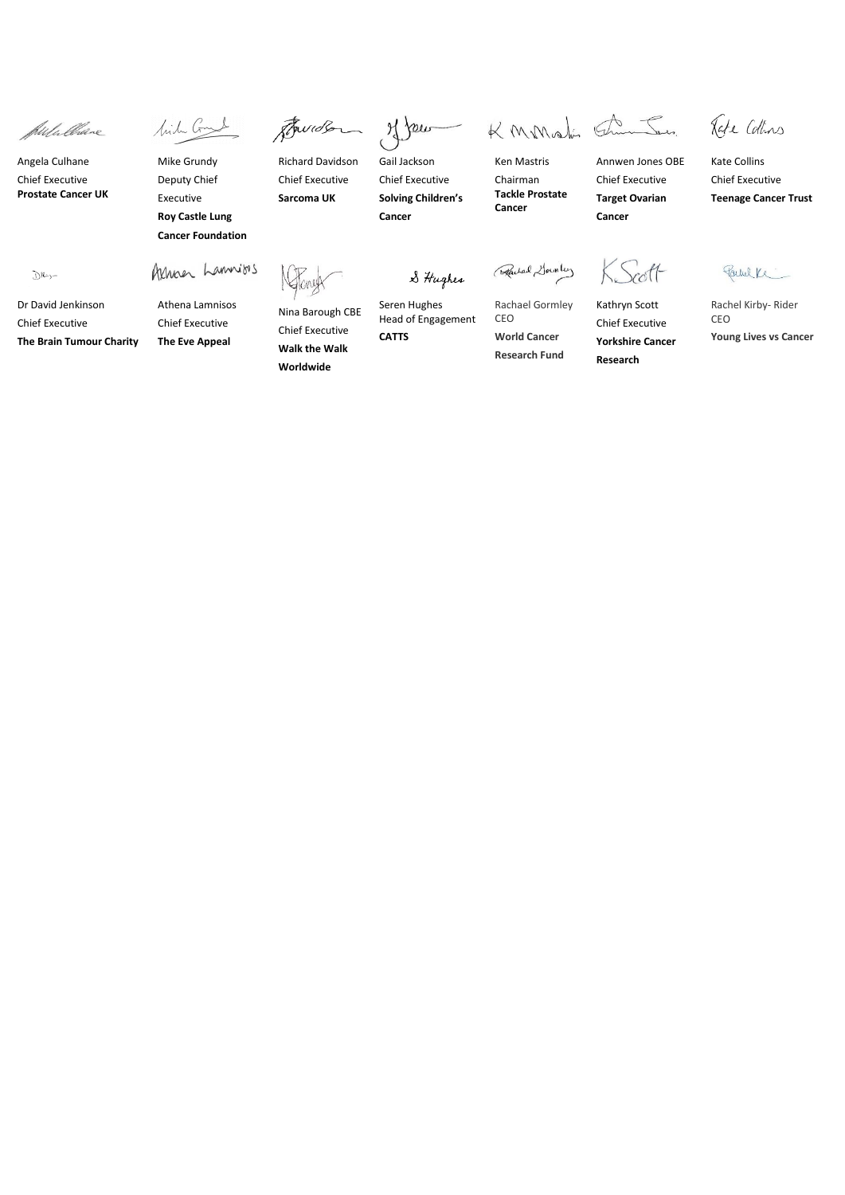Angela Culhane
Chief Executive
**Prostate Cancer UK**

Mike Grundy
Deputy Chief Executive
**Roy Castle Lung Cancer Foundation**

Richard Davidson
Chief Executive
**Sarcoma UK**

Gail Jackson
Chief Executive
**Solving Children's Cancer**

Ken Mastris
Chairman
**Tackle Prostate Cancer**

Annwen Jones OBE
Chief Executive
**Target Ovarian Cancer**

Kate Collins
Chief Executive
**Teenage Cancer Trust**

Dr David Jenkinson
Chief Executive
**The Brain Tumour Charity**

Athena Lamnisos
Chief Executive
**The Eve Appeal**

Nina Barough CBE
Chief Executive
**Walk the Walk Worldwide**

Seren Hughes
Head of Engagement
**CATTS**

Rachael Gormley
CEO
**World Cancer Research Fund**

Kathryn Scott
Chief Executive
**Yorkshire Cancer Research**

Rachel Kirby- Rider
CEO
**Young Lives vs Cancer**